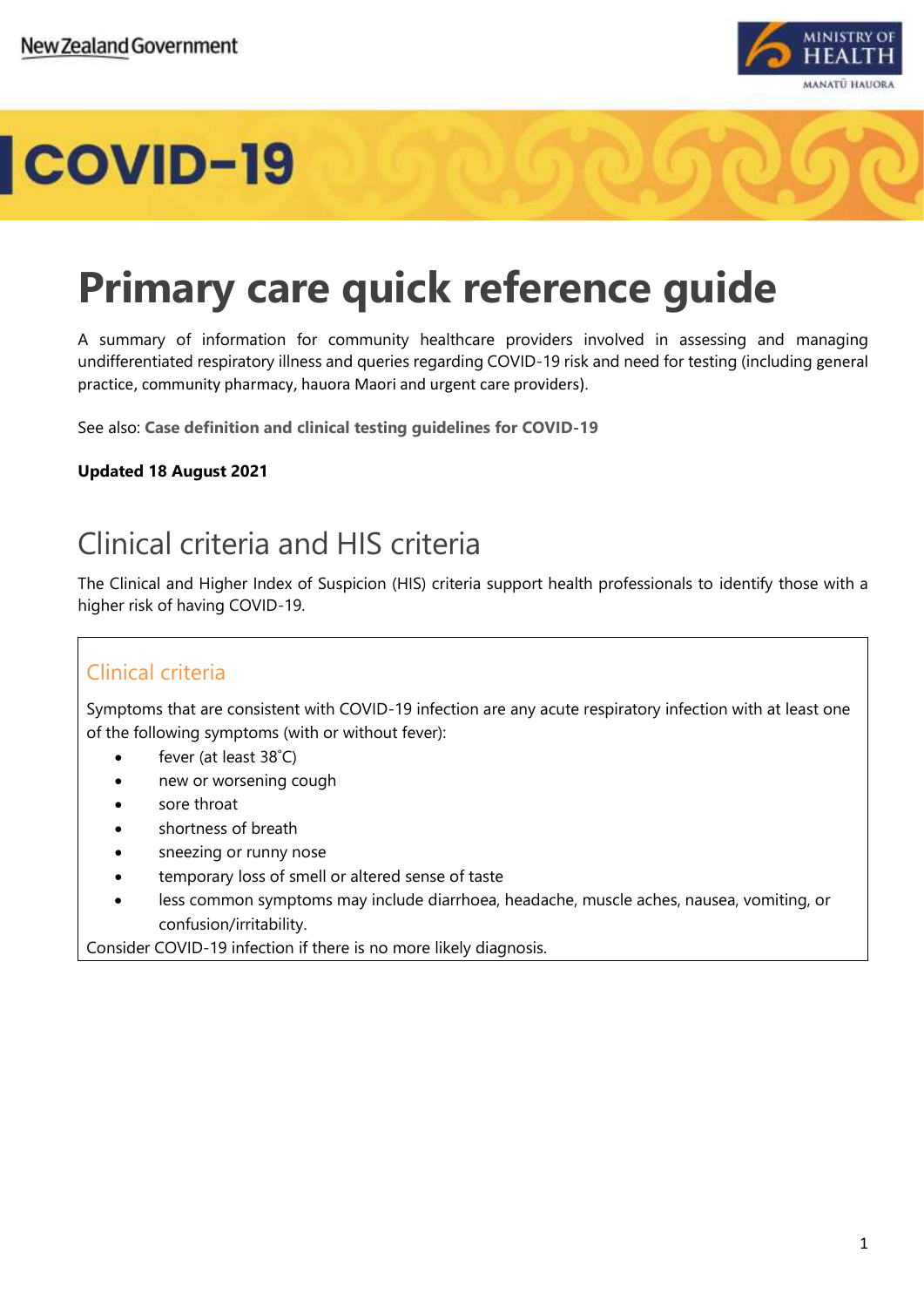New Zealand Government

MINISTRY OF HEALTH
MANATŪ HAUORA

COVID-19

# Primary care quick reference guide

A summary of information for community healthcare providers involved in assessing and managing undifferentiated respiratory illness and queries regarding COVID-19 risk and need for testing (including general practice, community pharmacy, hauora Maori and urgent care providers).

See also: **Case definition and clinical testing guidelines for COVID-19**

**Updated 18 August 2021**

## Clinical criteria and HIS criteria

The Clinical and Higher Index of Suspicion (HIS) criteria support health professionals to identify those with a higher risk of having COVID-19.

### Clinical criteria

Symptoms that are consistent with COVID-19 infection are any acute respiratory infection with at least one of the following symptoms (with or without fever):

- fever (at least 38˚C)
- new or worsening cough
- sore throat
- shortness of breath
- sneezing or runny nose
- temporary loss of smell or altered sense of taste
- less common symptoms may include diarrhoea, headache, muscle aches, nausea, vomiting, or confusion/irritability.

Consider COVID-19 infection if there is no more likely diagnosis.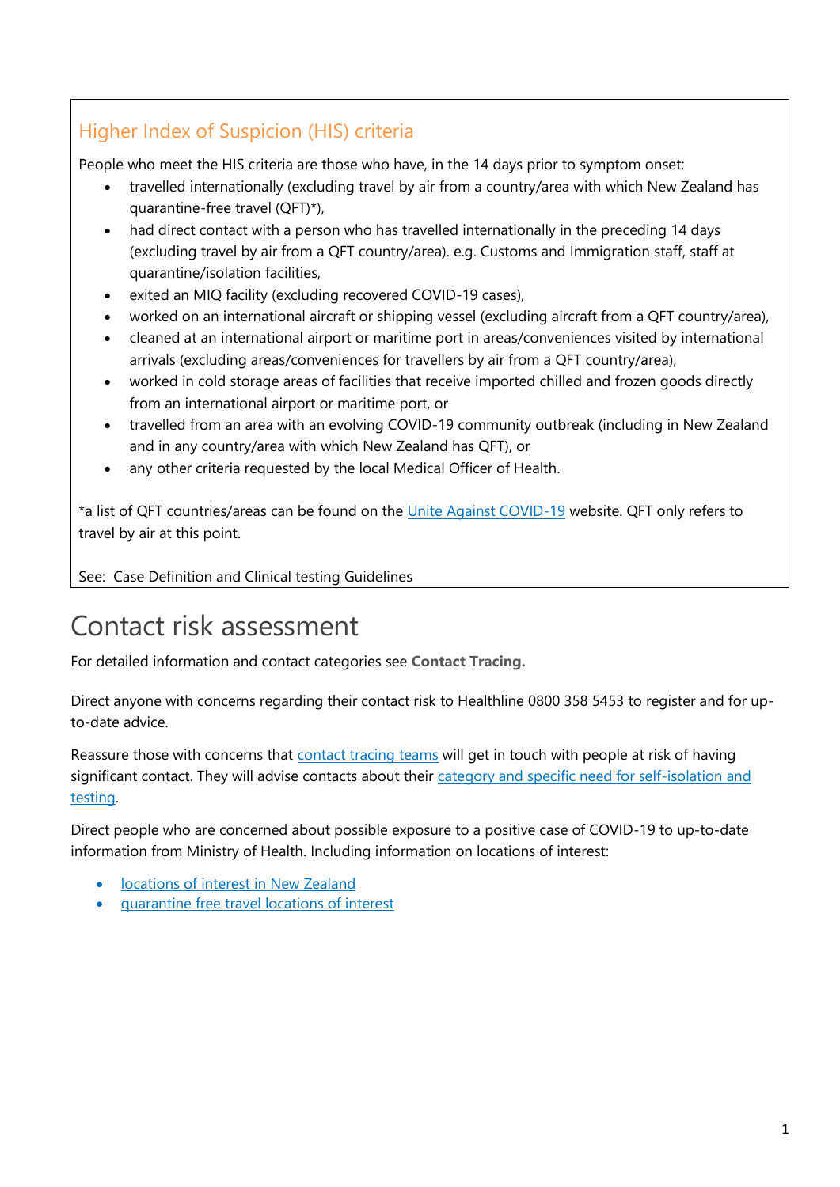## Higher Index of Suspicion (HIS) criteria

People who meet the HIS criteria are those who have, in the 14 days prior to symptom onset:

- travelled internationally (excluding travel by air from a country/area with which New Zealand has quarantine-free travel (QFT)*),
- had direct contact with a person who has travelled internationally in the preceding 14 days (excluding travel by air from a QFT country/area). e.g. Customs and Immigration staff, staff at quarantine/isolation facilities,
- exited an MIQ facility (excluding recovered COVID-19 cases),
- worked on an international aircraft or shipping vessel (excluding aircraft from a QFT country/area),
- cleaned at an international airport or maritime port in areas/conveniences visited by international arrivals (excluding areas/conveniences for travellers by air from a QFT country/area),
- worked in cold storage areas of facilities that receive imported chilled and frozen goods directly from an international airport or maritime port, or
- travelled from an area with an evolving COVID-19 community outbreak (including in New Zealand and in any country/area with which New Zealand has QFT), or
- any other criteria requested by the local Medical Officer of Health.

*a list of QFT countries/areas can be found on the Unite Against COVID-19 website. QFT only refers to travel by air at this point.

See: Case Definition and Clinical testing Guidelines

# Contact risk assessment

For detailed information and contact categories see **Contact Tracing.**

Direct anyone with concerns regarding their contact risk to Healthline 0800 358 5453 to register and for up-to-date advice.

Reassure those with concerns that contact tracing teams will get in touch with people at risk of having significant contact. They will advise contacts about their category and specific need for self-isolation and testing.

Direct people who are concerned about possible exposure to a positive case of COVID-19 to up-to-date information from Ministry of Health. Including information on locations of interest:

- locations of interest in New Zealand
- quarantine free travel locations of interest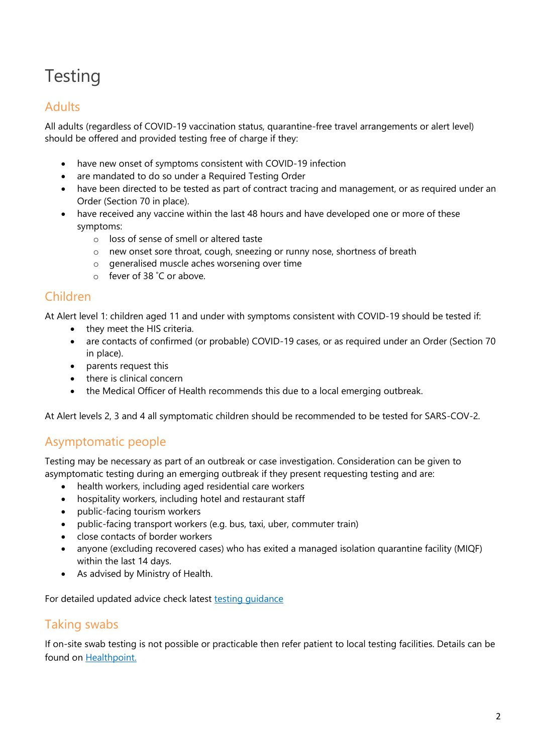# Testing

## Adults

All adults (regardless of COVID-19 vaccination status, quarantine-free travel arrangements or alert level) should be offered and provided testing free of charge if they:

- have new onset of symptoms consistent with COVID-19 infection
- are mandated to do so under a Required Testing Order
- have been directed to be tested as part of contract tracing and management, or as required under an Order (Section 70 in place).
- have received any vaccine within the last 48 hours and have developed one or more of these symptoms:
  - loss of sense of smell or altered taste
  - new onset sore throat, cough, sneezing or runny nose, shortness of breath
  - generalised muscle aches worsening over time
  - fever of 38 ˚C or above.

## Children

At Alert level 1: children aged 11 and under with symptoms consistent with COVID-19 should be tested if:

- they meet the HIS criteria.
- are contacts of confirmed (or probable) COVID-19 cases, or as required under an Order (Section 70 in place).
- parents request this
- there is clinical concern
- the Medical Officer of Health recommends this due to a local emerging outbreak.

At Alert levels 2, 3 and 4 all symptomatic children should be recommended to be tested for SARS-COV-2.

## Asymptomatic people

Testing may be necessary as part of an outbreak or case investigation. Consideration can be given to asymptomatic testing during an emerging outbreak if they present requesting testing and are:

- health workers, including aged residential care workers
- hospitality workers, including hotel and restaurant staff
- public-facing tourism workers
- public-facing transport workers (e.g. bus, taxi, uber, commuter train)
- close contacts of border workers
- anyone (excluding recovered cases) who has exited a managed isolation quarantine facility (MIQF) within the last 14 days.
- As advised by Ministry of Health.

For detailed updated advice check latest testing guidance

## Taking swabs

If on-site swab testing is not possible or practicable then refer patient to local testing facilities. Details can be found on Healthpoint.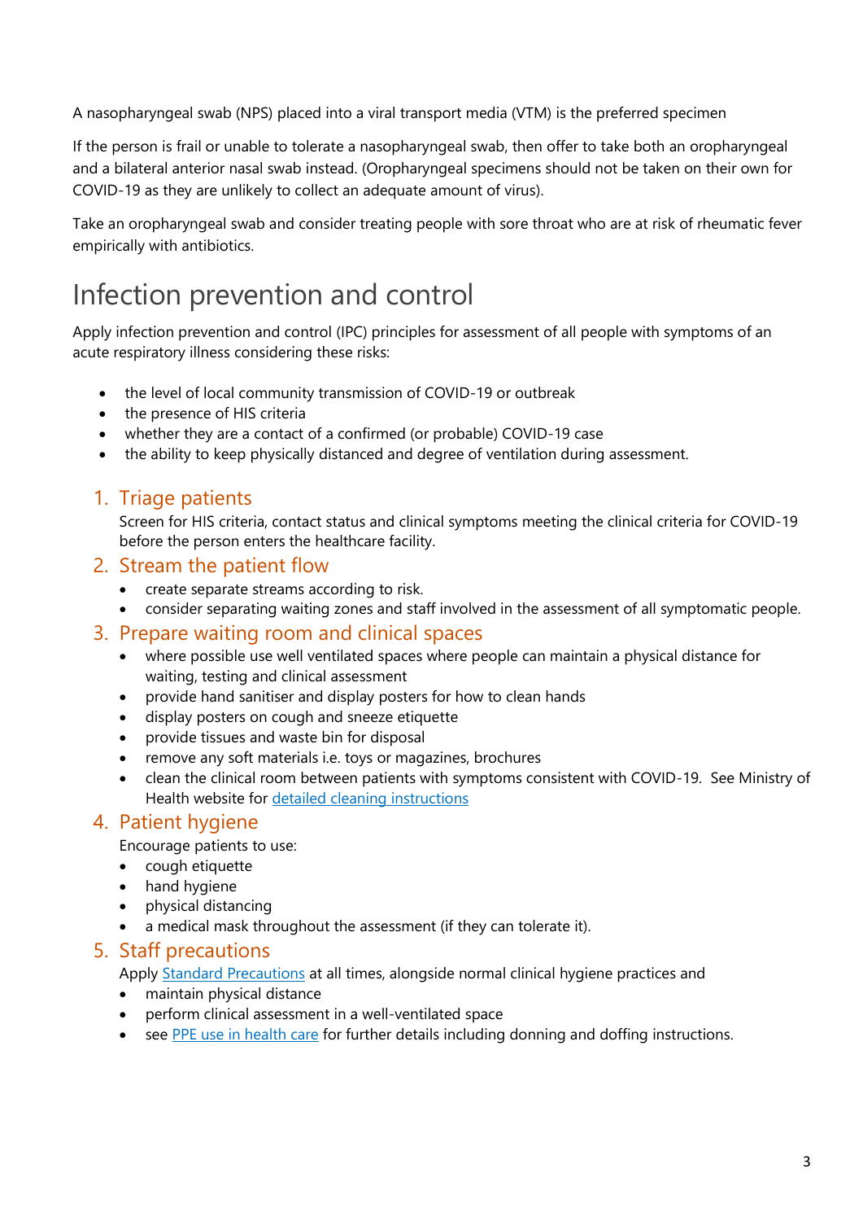A nasopharyngeal swab (NPS) placed into a viral transport media (VTM) is the preferred specimen

If the person is frail or unable to tolerate a nasopharyngeal swab, then offer to take both an oropharyngeal and a bilateral anterior nasal swab instead. (Oropharyngeal specimens should not be taken on their own for COVID-19 as they are unlikely to collect an adequate amount of virus).

Take an oropharyngeal swab and consider treating people with sore throat who are at risk of rheumatic fever empirically with antibiotics.

# Infection prevention and control

Apply infection prevention and control (IPC) principles for assessment of all people with symptoms of an acute respiratory illness considering these risks:

- the level of local community transmission of COVID-19 or outbreak
- the presence of HIS criteria
- whether they are a contact of a confirmed (or probable) COVID-19 case
- the ability to keep physically distanced and degree of ventilation during assessment.

## 1. Triage patients

Screen for HIS criteria, contact status and clinical symptoms meeting the clinical criteria for COVID-19 before the person enters the healthcare facility.

## 2. Stream the patient flow

- create separate streams according to risk.
- consider separating waiting zones and staff involved in the assessment of all symptomatic people.

## 3. Prepare waiting room and clinical spaces

- where possible use well ventilated spaces where people can maintain a physical distance for waiting, testing and clinical assessment
- provide hand sanitiser and display posters for how to clean hands
- display posters on cough and sneeze etiquette
- provide tissues and waste bin for disposal
- remove any soft materials i.e. toys or magazines, brochures
- clean the clinical room between patients with symptoms consistent with COVID-19. See Ministry of Health website for detailed cleaning instructions

## 4. Patient hygiene

Encourage patients to use:

- cough etiquette
- hand hygiene
- physical distancing
- a medical mask throughout the assessment (if they can tolerate it).

## 5. Staff precautions

Apply Standard Precautions at all times, alongside normal clinical hygiene practices and

- maintain physical distance
- perform clinical assessment in a well-ventilated space
- see PPE use in health care for further details including donning and doffing instructions.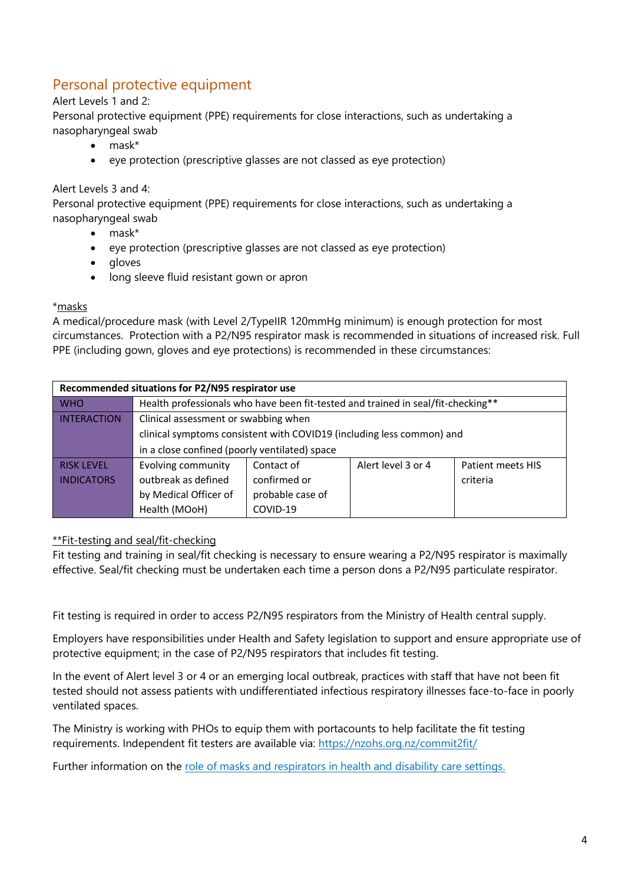## Personal protective equipment

Alert Levels 1 and 2:

Personal protective equipment (PPE) requirements for close interactions, such as undertaking a nasopharyngeal swab

- mask*
- eye protection (prescriptive glasses are not classed as eye protection)

Alert Levels 3 and 4:

Personal protective equipment (PPE) requirements for close interactions, such as undertaking a nasopharyngeal swab

- mask*
- eye protection (prescriptive glasses are not classed as eye protection)
- gloves
- long sleeve fluid resistant gown or apron

*masks

A medical/procedure mask (with Level 2/TypeIIR 120mmHg minimum) is enough protection for most circumstances. Protection with a P2/N95 respirator mask is recommended in situations of increased risk. Full PPE (including gown, gloves and eye protections) is recommended in these circumstances:

| **Recommended situations for P2/N95 respirator use** | | | | |
|---|---|---|---|---|
| WHO | Health professionals who have been fit-tested and trained in seal/fit-checking** | | | |
| INTERACTION | Clinical assessment or swabbing when clinical symptoms consistent with COVID19 (including less common) and in a close confined (poorly ventilated) space | | | |
| RISK LEVEL INDICATORS | Evolving community outbreak as defined by Medical Officer of Health (MOoH) | Contact of confirmed or probable case of COVID-19 | Alert level 3 or 4 | Patient meets HIS criteria |

**Fit-testing and seal/fit-checking

Fit testing and training in seal/fit checking is necessary to ensure wearing a P2/N95 respirator is maximally effective. Seal/fit checking must be undertaken each time a person dons a P2/N95 particulate respirator.

Fit testing is required in order to access P2/N95 respirators from the Ministry of Health central supply.

Employers have responsibilities under Health and Safety legislation to support and ensure appropriate use of protective equipment; in the case of P2/N95 respirators that includes fit testing.

In the event of Alert level 3 or 4 or an emerging local outbreak, practices with staff that have not been fit tested should not assess patients with undifferentiated infectious respiratory illnesses face-to-face in poorly ventilated spaces.

The Ministry is working with PHOs to equip them with portacounts to help facilitate the fit testing requirements. Independent fit testers are available via: https://nzohs.org.nz/commit2fit/

Further information on the role of masks and respirators in health and disability care settings.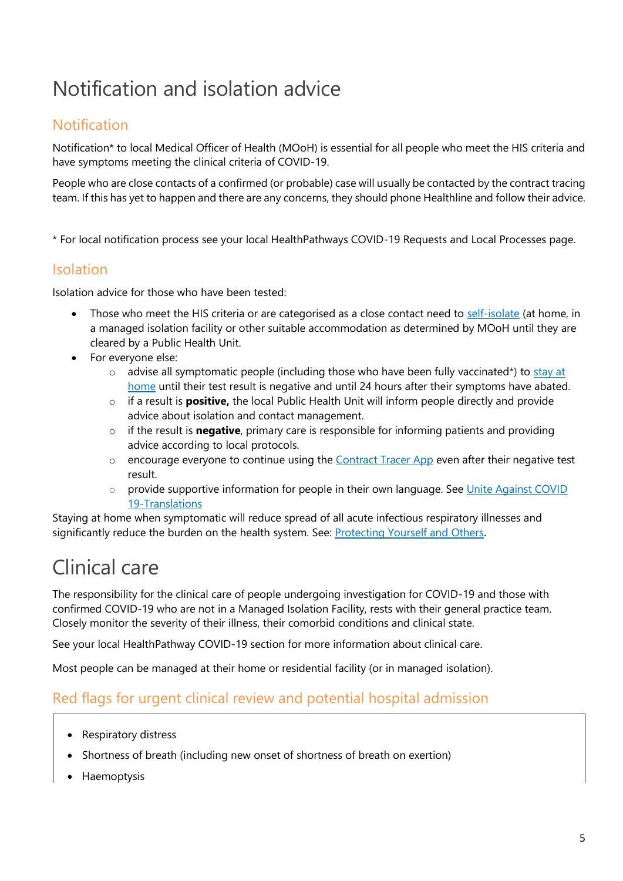# Notification and isolation advice

## Notification

Notification* to local Medical Officer of Health (MOoH) is essential for all people who meet the HIS criteria and have symptoms meeting the clinical criteria of COVID-19.

People who are close contacts of a confirmed (or probable) case will usually be contacted by the contract tracing team. If this has yet to happen and there are any concerns, they should phone Healthline and follow their advice.

* For local notification process see your local HealthPathways COVID-19 Requests and Local Processes page.

## Isolation

Isolation advice for those who have been tested:

- Those who meet the HIS criteria or are categorised as a close contact need to [self-isolate](#) (at home, in a managed isolation facility or other suitable accommodation as determined by MOoH until they are cleared by a Public Health Unit.
- For everyone else:
  - advise all symptomatic people (including those who have been fully vaccinated*) to [stay at home](#) until their test result is negative and until 24 hours after their symptoms have abated.
  - if a result is **positive,** the local Public Health Unit will inform people directly and provide advice about isolation and contact management.
  - if the result is **negative**, primary care is responsible for informing patients and providing advice according to local protocols.
  - encourage everyone to continue using the [Contract Tracer App](#) even after their negative test result.
  - provide supportive information for people in their own language. See [Unite Against COVID 19-Translations](#)

Staying at home when symptomatic will reduce spread of all acute infectious respiratory illnesses and significantly reduce the burden on the health system. See: [Protecting Yourself and Others](#)**.**

# Clinical care

The responsibility for the clinical care of people undergoing investigation for COVID-19 and those with confirmed COVID-19 who are not in a Managed Isolation Facility, rests with their general practice team. Closely monitor the severity of their illness, their comorbid conditions and clinical state.

See your local HealthPathway COVID-19 section for more information about clinical care.

Most people can be managed at their home or residential facility (or in managed isolation).

## Red flags for urgent clinical review and potential hospital admission

- Respiratory distress
- Shortness of breath (including new onset of shortness of breath on exertion)
- Haemoptysis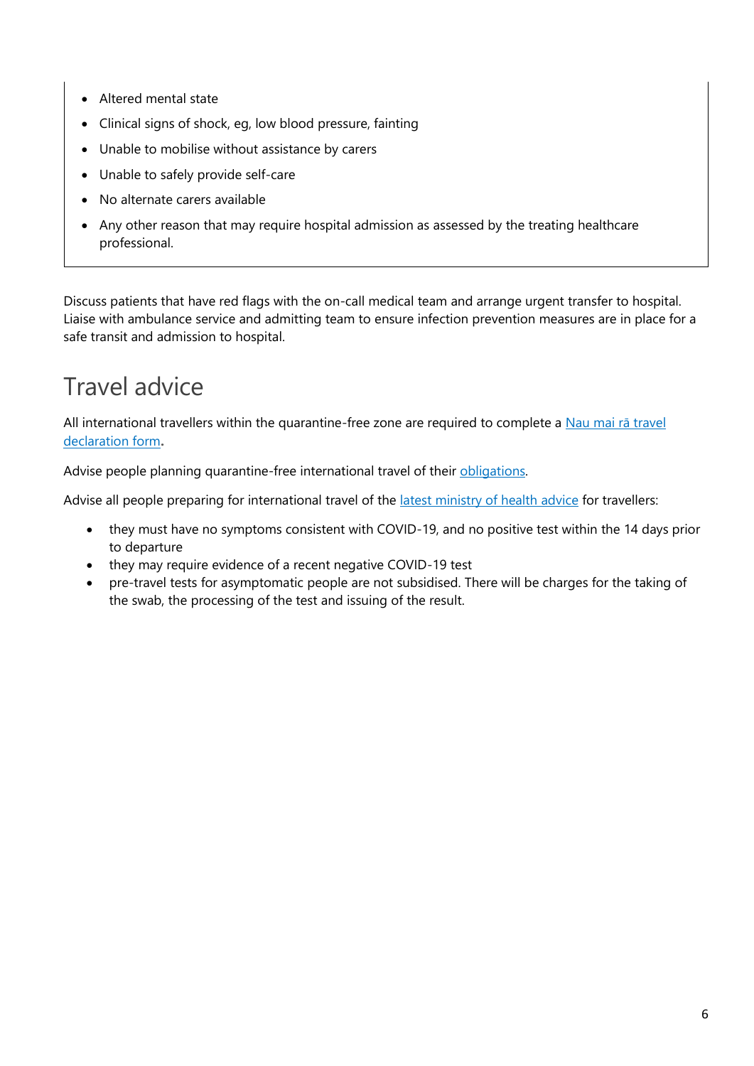- Altered mental state
- Clinical signs of shock, eg, low blood pressure, fainting
- Unable to mobilise without assistance by carers
- Unable to safely provide self-care
- No alternate carers available
- Any other reason that may require hospital admission as assessed by the treating healthcare professional.

Discuss patients that have red flags with the on-call medical team and arrange urgent transfer to hospital. Liaise with ambulance service and admitting team to ensure infection prevention measures are in place for a safe transit and admission to hospital.

# Travel advice

All international travellers within the quarantine-free zone are required to complete a Nau mai rā travel declaration form**.**

Advise people planning quarantine-free international travel of their obligations.

Advise all people preparing for international travel of the latest ministry of health advice for travellers:

- they must have no symptoms consistent with COVID-19, and no positive test within the 14 days prior to departure
- they may require evidence of a recent negative COVID-19 test
- pre-travel tests for asymptomatic people are not subsidised. There will be charges for the taking of the swab, the processing of the test and issuing of the result.